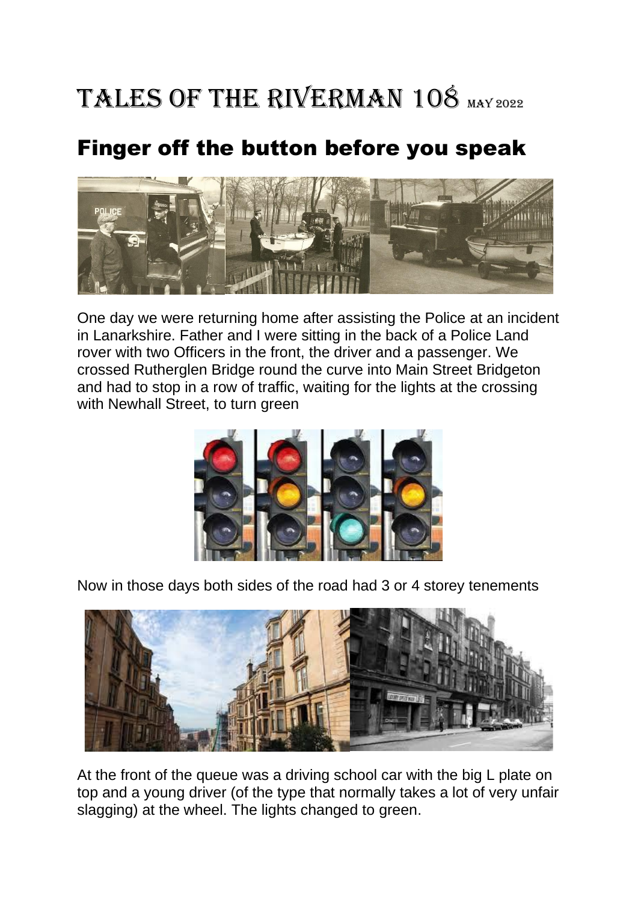# Tales of the Riverman 108 May 2022

## Finger off the button before you speak

One day we were returning home after assisting the Police at an incident in Lanarkshire. Father and I were sitting in the back of a Police Land rover with two Officers in the front, the driver and a passenger. We crossed Rutherglen Bridge round the curve into Main Street Bridgeton and had to stop in a row of traffic, waiting for the lights at the crossing with Newhall Street, to turn green

Now in those days both sides of the road had 3 or 4 storey tenements

At the front of the queue was a driving school car with the big L plate on top and a young driver (of the type that normally takes a lot of very unfair slagging) at the wheel. The lights changed to green.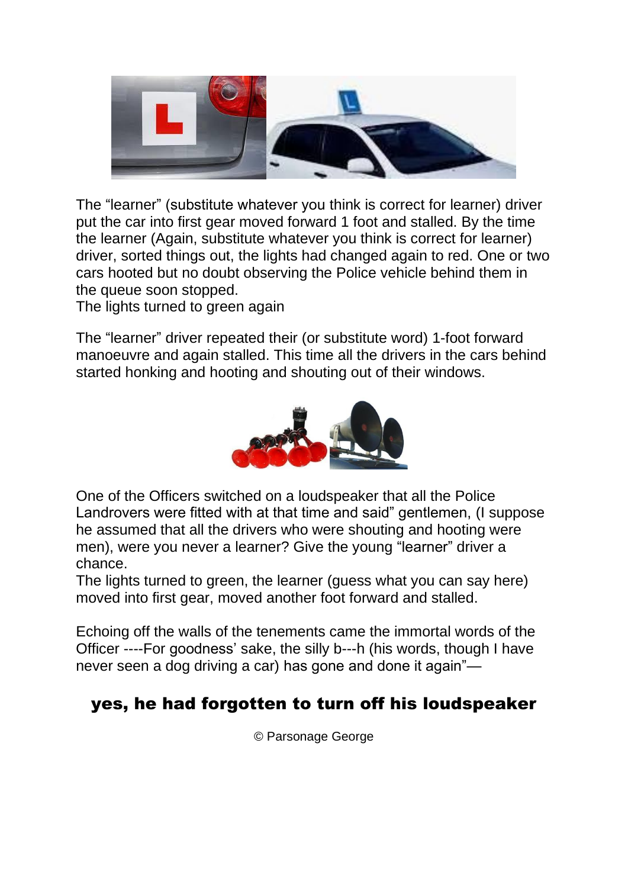The "learner" (substitute whatever you think is correct for learner) driver put the car into first gear moved forward 1 foot and stalled. By the time the learner (Again, substitute whatever you think is correct for learner) driver, sorted things out, the lights had changed again to red. One or two cars hooted but no doubt observing the Police vehicle behind them in the queue soon stopped.
The lights turned to green again

The "learner" driver repeated their (or substitute word) 1-foot forward manoeuvre and again stalled. This time all the drivers in the cars behind started honking and hooting and shouting out of their windows.

One of the Officers switched on a loudspeaker that all the Police Landrovers were fitted with at that time and said" gentlemen, (I suppose he assumed that all the drivers who were shouting and hooting were men), were you never a learner? Give the young "learner" driver a chance.
The lights turned to green, the learner (guess what you can say here) moved into first gear, moved another foot forward and stalled.

Echoing off the walls of the tenements came the immortal words of the Officer ----For goodness' sake, the silly b---h (his words, though I have never seen a dog driving a car) has gone and done it again"—

**yes, he had forgotten to turn off his loudspeaker**

© Parsonage George